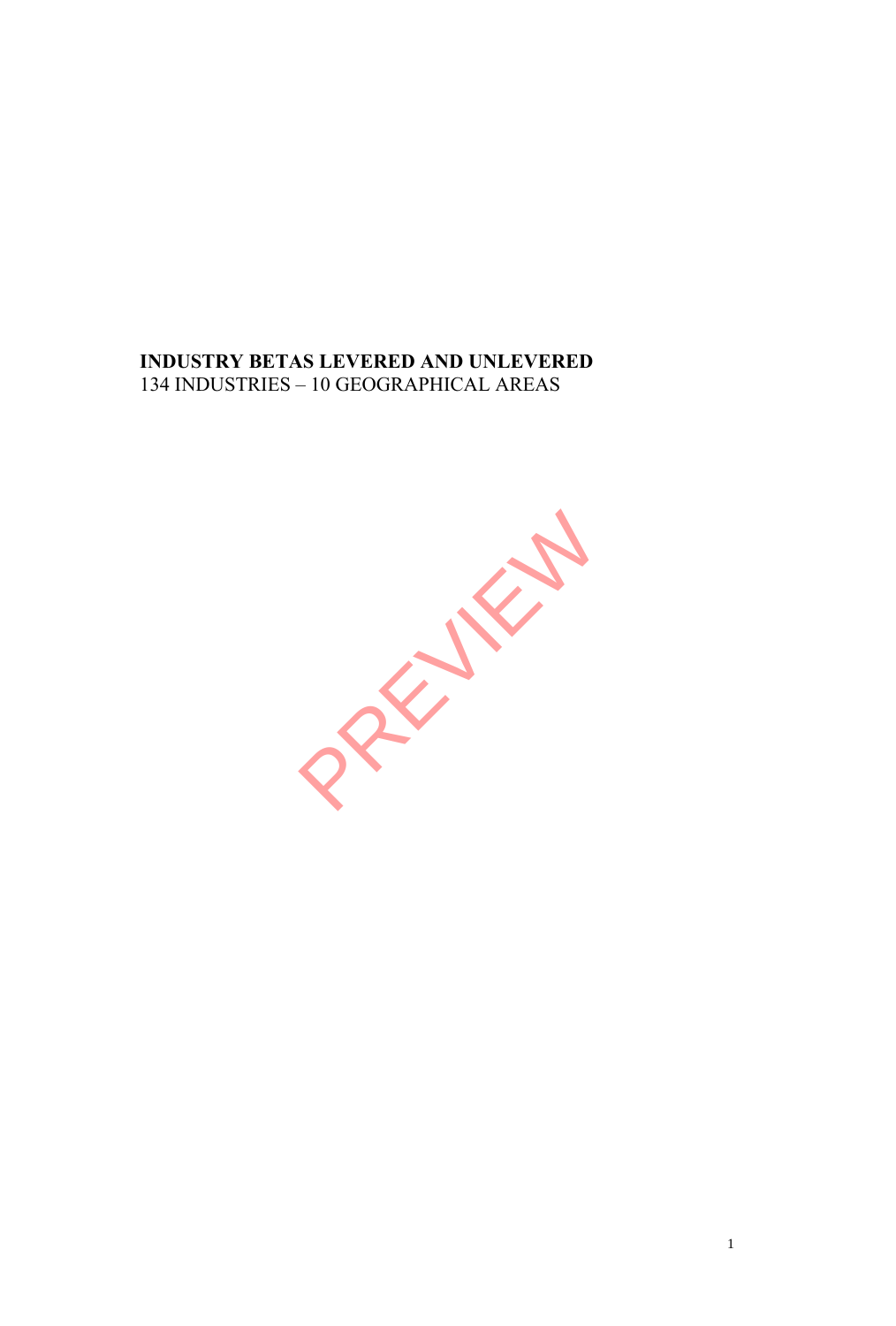**INDUSTRY BETAS LEVERED AND UNLEVERED**
134 INDUSTRIES – 10 GEOGRAPHICAL AREAS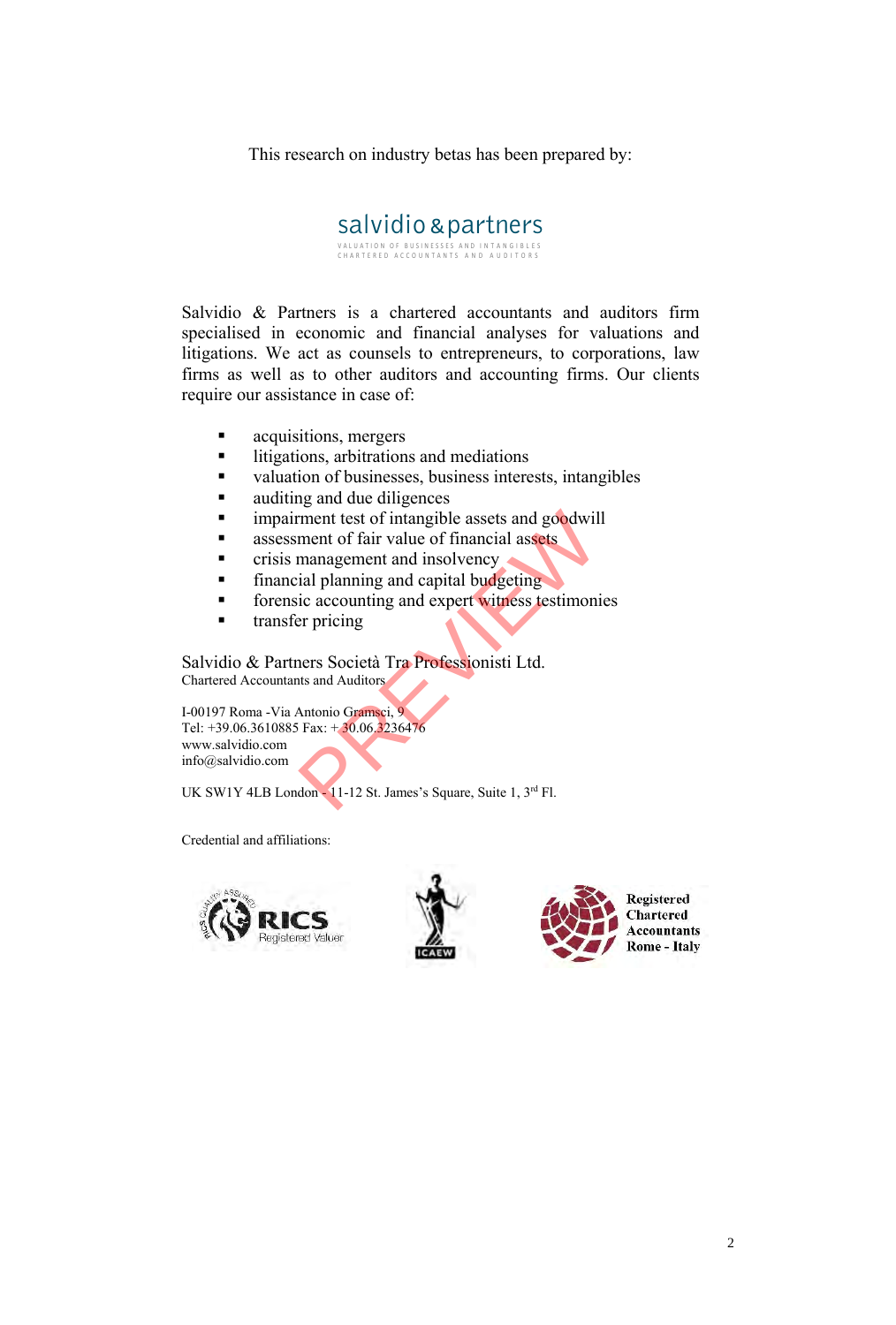This research on industry betas has been prepared by:

salvidio & partners
VALUATION OF BUSINESSES AND INTANGIBLES
CHARTERED ACCOUNTANTS AND AUDITORS

Salvidio & Partners is a chartered accountants and auditors firm specialised in economic and financial analyses for valuations and litigations. We act as counsels to entrepreneurs, to corporations, law firms as well as to other auditors and accounting firms. Our clients require our assistance in case of:

- acquisitions, mergers
- litigations, arbitrations and mediations
- valuation of businesses, business interests, intangibles
- auditing and due diligences
- impairment test of intangible assets and goodwill
- assessment of fair value of financial assets
- crisis management and insolvency
- financial planning and capital budgeting
- forensic accounting and expert witness testimonies
- transfer pricing

Salvidio & Partners Società Tra Professionisti Ltd.
Chartered Accountants and Auditors

I-00197 Roma -Via Antonio Gramsci, 9
Tel: +39.06.3610885 Fax: +39.06.3236476
www.salvidio.com
info@salvidio.com

UK SW1Y 4LB London - 11-12 St. James's Square, Suite 1, 3rd Fl.

Credential and affiliations:

RICS Registered Valuer

ICAEW

Registered Chartered Accountants Rome - Italy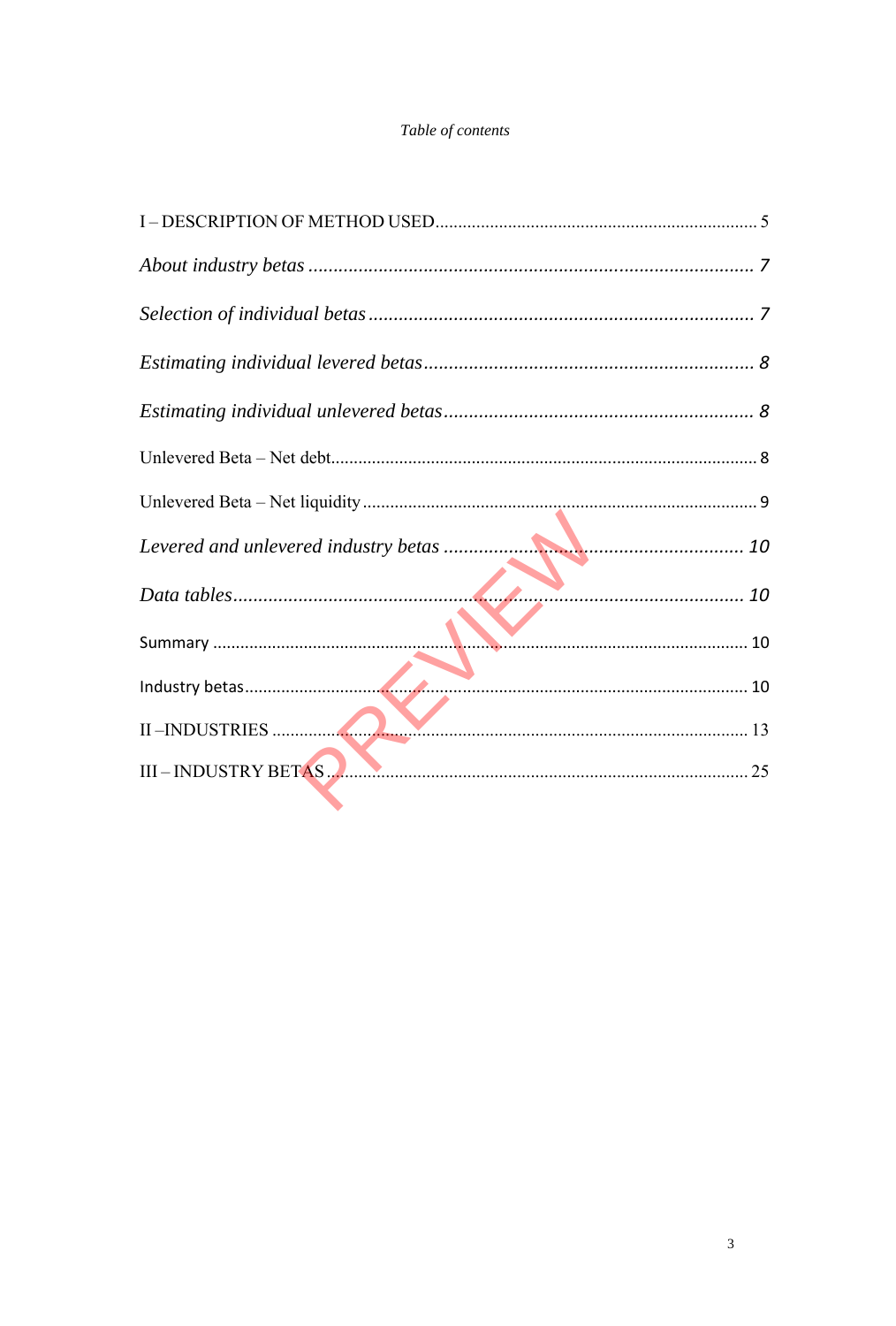*Table of contents*

I – DESCRIPTION OF METHOD USED ........................................................................ 5

*About industry betas* ........................................................................................ 7

*Selection of individual betas* ............................................................................ 7

*Estimating individual levered betas* .................................................................. 8

*Estimating individual unlevered betas* .............................................................. 8

Unlevered Beta – Net debt ..................................................................................... 8

Unlevered Beta – Net liquidity .............................................................................. 9

*Levered and unlevered industry betas* ............................................................. 10

*Data tables* ........................................................................................................ 10

Summary .............................................................................................................. 10

Industry betas ....................................................................................................... 10

II – INDUSTRIES .................................................................................................. 13

III – INDUSTRY BETAS ......................................................................................... 25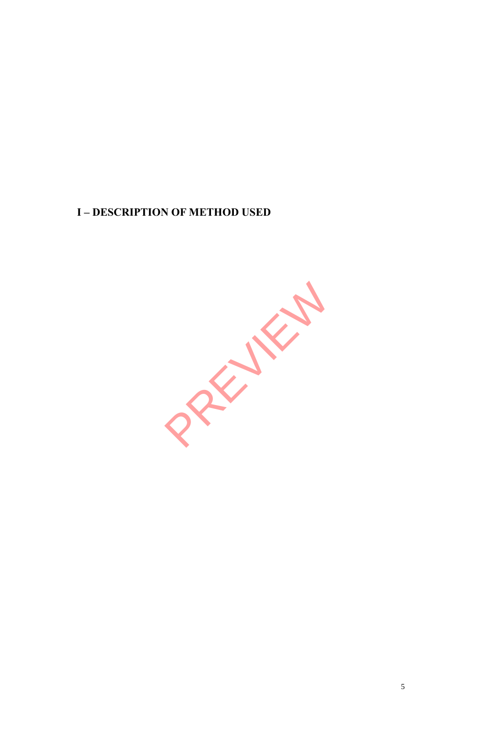## I – DESCRIPTION OF METHOD USED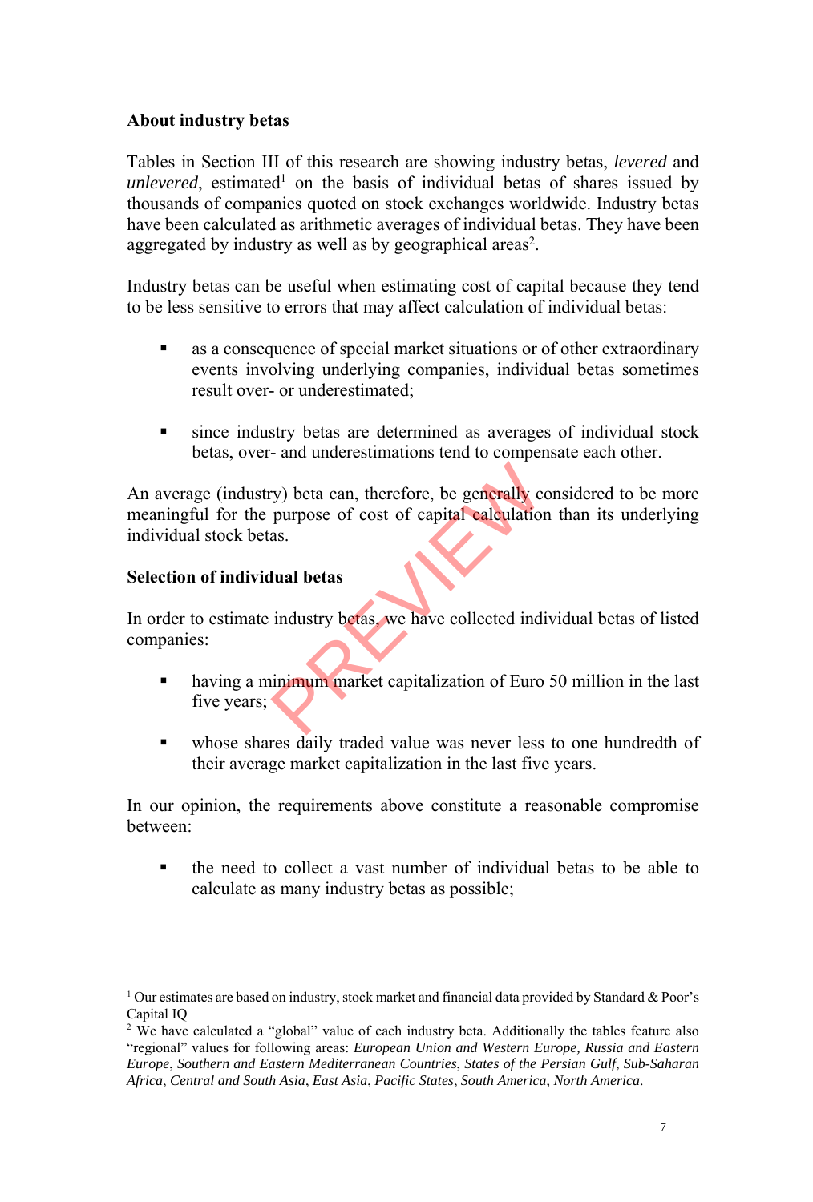**About industry betas**

Tables in Section III of this research are showing industry betas, *levered* and *unlevered*, estimated[1] on the basis of individual betas of shares issued by thousands of companies quoted on stock exchanges worldwide. Industry betas have been calculated as arithmetic averages of individual betas. They have been aggregated by industry as well as by geographical areas[2].

Industry betas can be useful when estimating cost of capital because they tend to be less sensitive to errors that may affect calculation of individual betas:

- as a consequence of special market situations or of other extraordinary events involving underlying companies, individual betas sometimes result over- or underestimated;
- since industry betas are determined as averages of individual stock betas, over- and underestimations tend to compensate each other.

An average (industry) beta can, therefore, be generally considered to be more meaningful for the purpose of cost of capital calculation than its underlying individual stock betas.

**Selection of individual betas**

In order to estimate industry betas, we have collected individual betas of listed companies:

- having a minimum market capitalization of Euro 50 million in the last five years;
- whose shares daily traded value was never less to one hundredth of their average market capitalization in the last five years.

In our opinion, the requirements above constitute a reasonable compromise between:

- the need to collect a vast number of individual betas to be able to calculate as many industry betas as possible;

---

[1] Our estimates are based on industry, stock market and financial data provided by Standard & Poor's Capital IQ

[2] We have calculated a "global" value of each industry beta. Additionally the tables feature also "regional" values for following areas: *European Union and Western Europe, Russia and Eastern Europe*, *Southern and Eastern Mediterranean Countries*, *States of the Persian Gulf*, *Sub-Saharan Africa*, *Central and South Asia*, *East Asia*, *Pacific States*, *South America*, *North America*.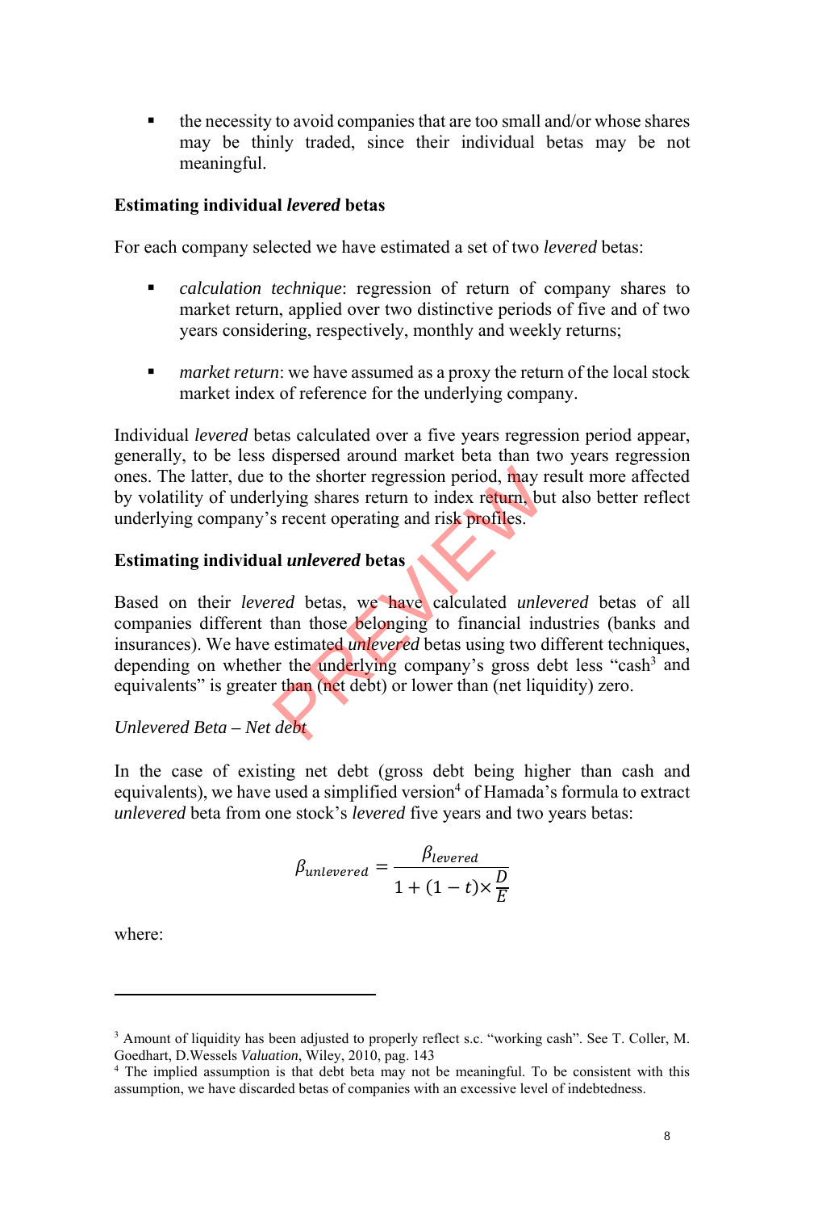- the necessity to avoid companies that are too small and/or whose shares may be thinly traded, since their individual betas may be not meaningful.

**Estimating individual *levered* betas**

For each company selected we have estimated a set of two *levered* betas:

- *calculation technique*: regression of return of company shares to market return, applied over two distinctive periods of five and of two years considering, respectively, monthly and weekly returns;

- *market return*: we have assumed as a proxy the return of the local stock market index of reference for the underlying company.

Individual *levered* betas calculated over a five years regression period appear, generally, to be less dispersed around market beta than two years regression ones. The latter, due to the shorter regression period, may result more affected by volatility of underlying shares return to index return, but also better reflect underlying company's recent operating and risk profiles.

**Estimating individual *unlevered* betas**

Based on their *levered* betas, we have calculated *unlevered* betas of all companies different than those belonging to financial industries (banks and insurances). We have estimated *unlevered* betas using two different techniques, depending on whether the underlying company's gross debt less "cash[3] and equivalents" is greater than (net debt) or lower than (net liquidity) zero.

*Unlevered Beta – Net debt*

In the case of existing net debt (gross debt being higher than cash and equivalents), we have used a simplified version[4] of Hamada's formula to extract *unlevered* beta from one stock's *levered* five years and two years betas:

$$\beta_{unlevered} = \frac{\beta_{levered}}{1 + (1 - t) \times \frac{D}{E}}$$

where:

---

[3] Amount of liquidity has been adjusted to properly reflect s.c. "working cash". See T. Coller, M. Goedhart, D.Wessels *Valuation*, Wiley, 2010, pag. 143

[4] The implied assumption is that debt beta may not be meaningful. To be consistent with this assumption, we have discarded betas of companies with an excessive level of indebtedness.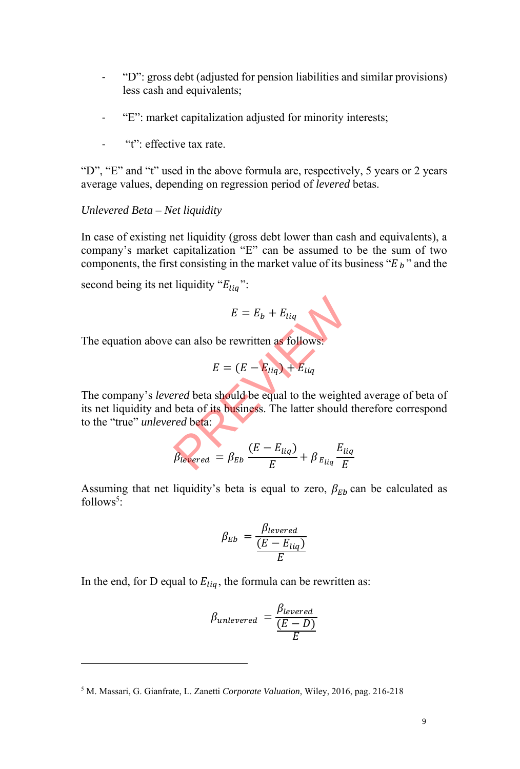- "D": gross debt (adjusted for pension liabilities and similar provisions) less cash and equivalents;

- "E": market capitalization adjusted for minority interests;

- "t": effective tax rate.

"D", "E" and "t" used in the above formula are, respectively, 5 years or 2 years average values, depending on regression period of *levered* betas.

*Unlevered Beta – Net liquidity*

In case of existing net liquidity (gross debt lower than cash and equivalents), a company's market capitalization "E" can be assumed to be the sum of two components, the first consisting in the market value of its business "$E_b$" and the second being its net liquidity "$E_{liq}$":

$$E = E_b + E_{liq}$$

The equation above can also be rewritten as follows:

$$E = (E - E_{liq}) + E_{liq}$$

The company's *levered* beta should be equal to the weighted average of beta of its net liquidity and beta of its business. The latter should therefore correspond to the "true" *unlevered* beta:

$$\beta_{levered} = \beta_{Eb} \frac{(E - E_{liq})}{E} + \beta_{E_{liq}} \frac{E_{liq}}{E}$$

Assuming that net liquidity's beta is equal to zero, $\beta_{Eb}$ can be calculated as follows[5]:

$$\beta_{Eb} = \frac{\beta_{levered}}{\frac{(E - E_{liq})}{E}}$$

In the end, for D equal to $E_{liq}$, the formula can be rewritten as:

$$\beta_{unlevered} = \frac{\beta_{levered}}{\frac{(E - D)}{E}}$$

---

[5] M. Massari, G. Gianfrate, L. Zanetti *Corporate Valuation*, Wiley, 2016, pag. 216-218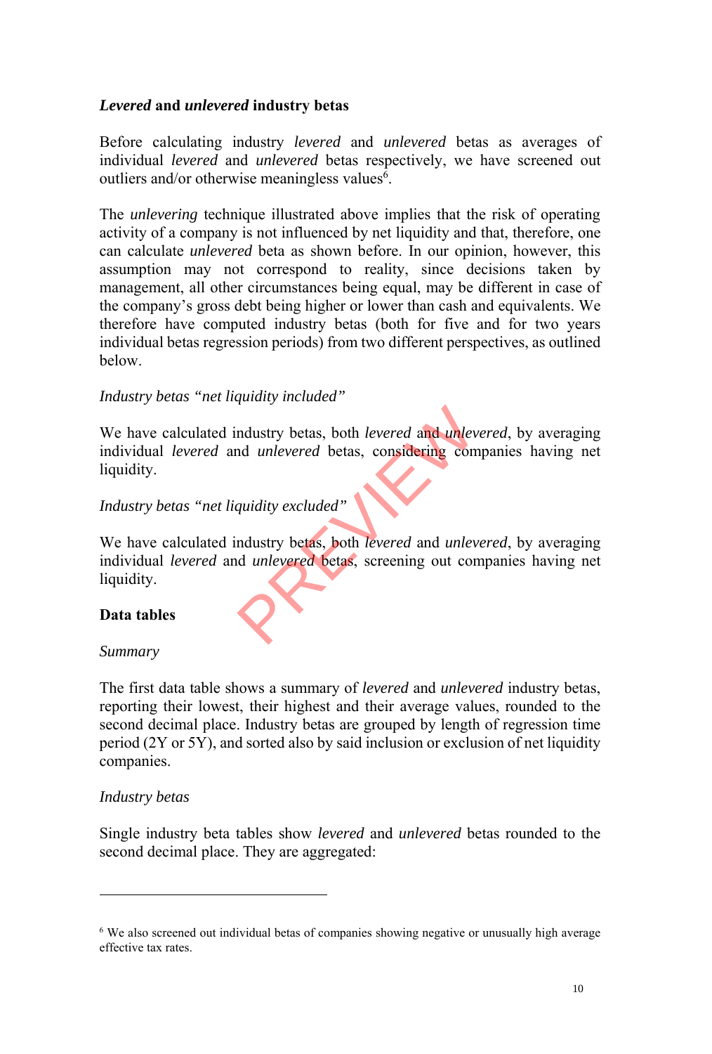### ***Levered*** **and** ***unlevered*** **industry betas**

Before calculating industry *levered* and *unlevered* betas as averages of individual *levered* and *unlevered* betas respectively, we have screened out outliers and/or otherwise meaningless values[6].

The *unlevering* technique illustrated above implies that the risk of operating activity of a company is not influenced by net liquidity and that, therefore, one can calculate *unlevered* beta as shown before. In our opinion, however, this assumption may not correspond to reality, since decisions taken by management, all other circumstances being equal, may be different in case of the company's gross debt being higher or lower than cash and equivalents. We therefore have computed industry betas (both for five and for two years individual betas regression periods) from two different perspectives, as outlined below.

*Industry betas "net liquidity included"*

We have calculated industry betas, both *levered* and *unlevered*, by averaging individual *levered* and *unlevered* betas, considering companies having net liquidity.

*Industry betas "net liquidity excluded"*

We have calculated industry betas, both *levered* and *unlevered*, by averaging individual *levered* and *unlevered* betas, screening out companies having net liquidity.

**Data tables**

*Summary*

The first data table shows a summary of *levered* and *unlevered* industry betas, reporting their lowest, their highest and their average values, rounded to the second decimal place. Industry betas are grouped by length of regression time period (2Y or 5Y), and sorted also by said inclusion or exclusion of net liquidity companies.

*Industry betas*

Single industry beta tables show *levered* and *unlevered* betas rounded to the second decimal place. They are aggregated:

---

[6] We also screened out individual betas of companies showing negative or unusually high average effective tax rates.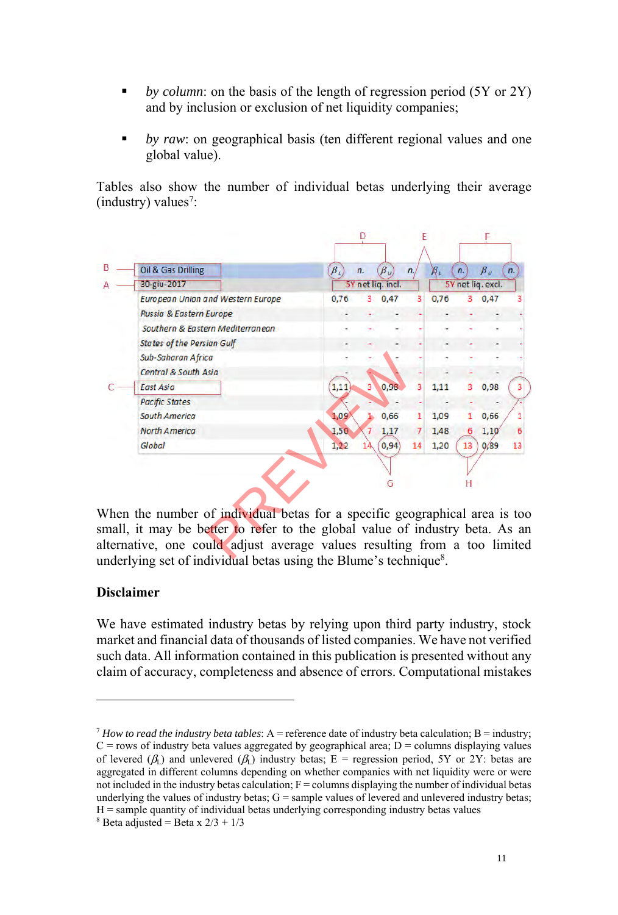- *by column*: on the basis of the length of regression period (5Y or 2Y) and by inclusion or exclusion of net liquidity companies;
- *by raw*: on geographical basis (ten different regional values and one global value).

Tables also show the number of individual betas underlying their average (industry) values[7]:

| Oil & Gas Drilling | $\beta_L$ | n. | $\beta_U$ | n. | $\beta_L$ | n. | $\beta_U$ | n. |
|---|---|---|---|---|---|---|---|---|
| 30-giu-2017 | 5Y net liq. incl. | | | | 5Y net liq. excl. | | | |
| European Union and Western Europe | 0,76 | 3 | 0,47 | 3 | 0,76 | 3 | 0,47 | 3 |
| Russia & Eastern Europe | - | - | - | - | - | - | - | - |
| Southern & Eastern Mediterranean | - | - | - | - | - | - | - | - |
| States of the Persian Gulf | - | - | - | - | - | - | - | - |
| Sub-Saharan Africa | - | - | - | - | - | - | - | - |
| Central & South Asia | - | - | - | - | - | - | - | - |
| East Asia | 1,11 | 3 | 0,98 | 3 | 1,11 | 3 | 0,98 | 3 |
| Pacific States | - | - | - | - | - | - | - | - |
| South America | 1,09 | 1 | 0,66 | 1 | 1,09 | 1 | 0,66 | 1 |
| North America | 1,50 | 7 | 1,17 | 7 | 1,48 | 6 | 1,10 | 6 |
| Global | 1,22 | 14 | 0,94 | 14 | 1,20 | 13 | 0,89 | 13 |

When the number of individual betas for a specific geographical area is too small, it may be better to refer to the global value of industry beta. As an alternative, one could adjust average values resulting from a too limited underlying set of individual betas using the Blume's technique[8].

**Disclaimer**

We have estimated industry betas by relying upon third party industry, stock market and financial data of thousands of listed companies. We have not verified such data. All information contained in this publication is presented without any claim of accuracy, completeness and absence of errors. Computational mistakes

---

[7] *How to read the industry beta tables*: A = reference date of industry beta calculation; B = industry; C = rows of industry beta values aggregated by geographical area; D = columns displaying values of levered ($\beta_L$) and unlevered ($\beta_L$) industry betas; E = regression period, 5Y or 2Y: betas are aggregated in different columns depending on whether companies with net liquidity were or were not included in the industry betas calculation; F = columns displaying the number of individual betas underlying the values of industry betas; G = sample values of levered and unlevered industry betas; H = sample quantity of individual betas underlying corresponding industry betas values

[8] Beta adjusted = Beta x 2/3 + 1/3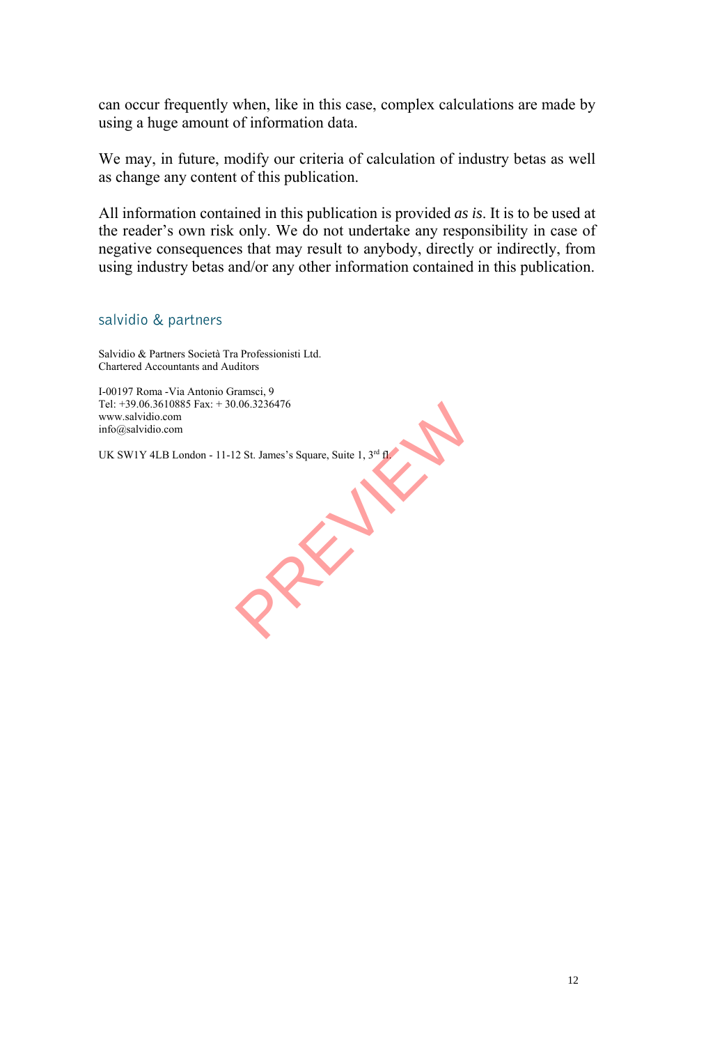can occur frequently when, like in this case, complex calculations are made by using a huge amount of information data.

We may, in future, modify our criteria of calculation of industry betas as well as change any content of this publication.

All information contained in this publication is provided *as is*. It is to be used at the reader's own risk only. We do not undertake any responsibility in case of negative consequences that may result to anybody, directly or indirectly, from using industry betas and/or any other information contained in this publication.

salvidio & partners

Salvidio & Partners Società Tra Professionisti Ltd.
Chartered Accountants and Auditors

I-00197 Roma -Via Antonio Gramsci, 9
Tel: +39.06.3610885 Fax: + 30.06.3236476
www.salvidio.com
info@salvidio.com

UK SW1Y 4LB London - 11-12 St. James's Square, Suite 1, 3rd fl.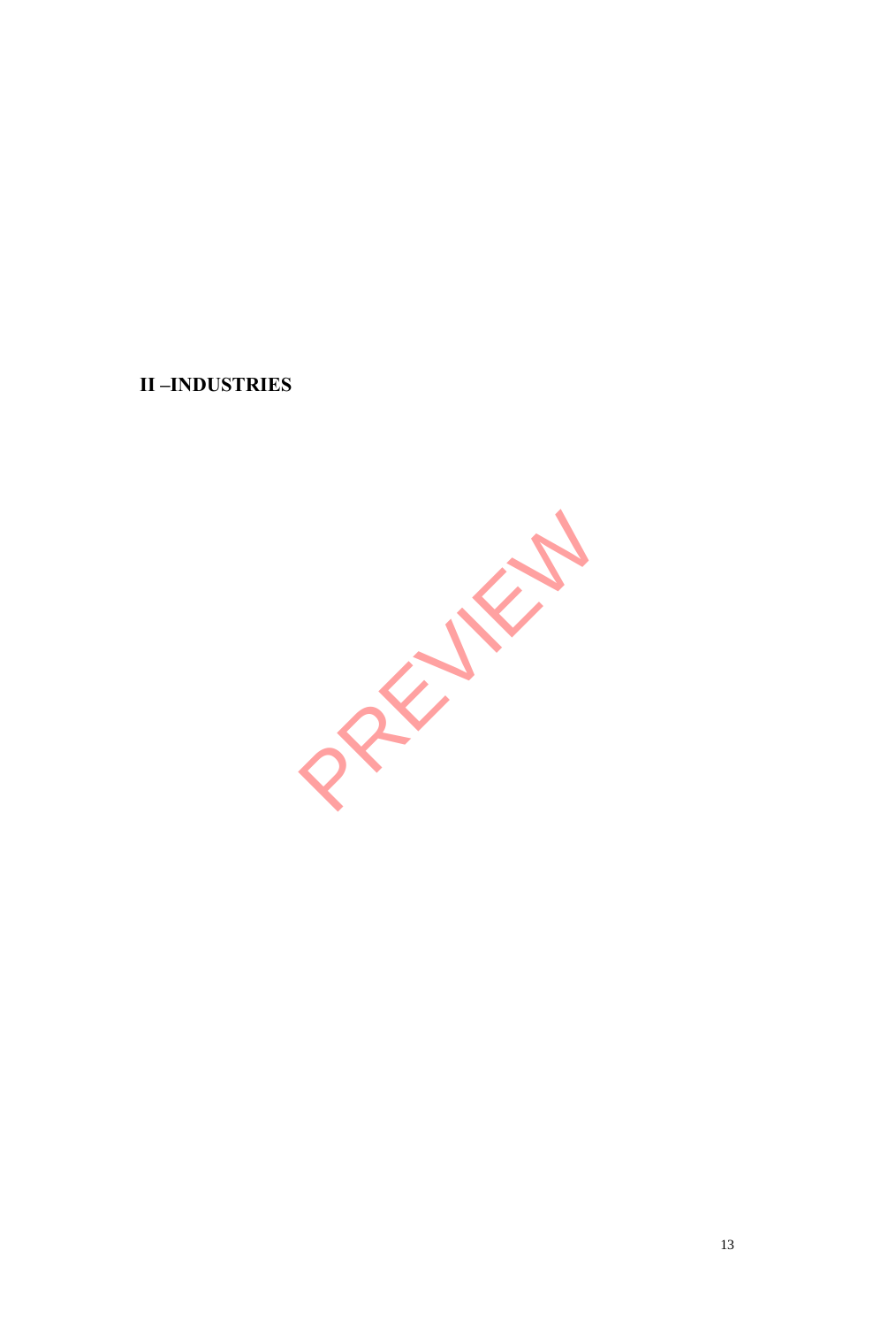## II –INDUSTRIES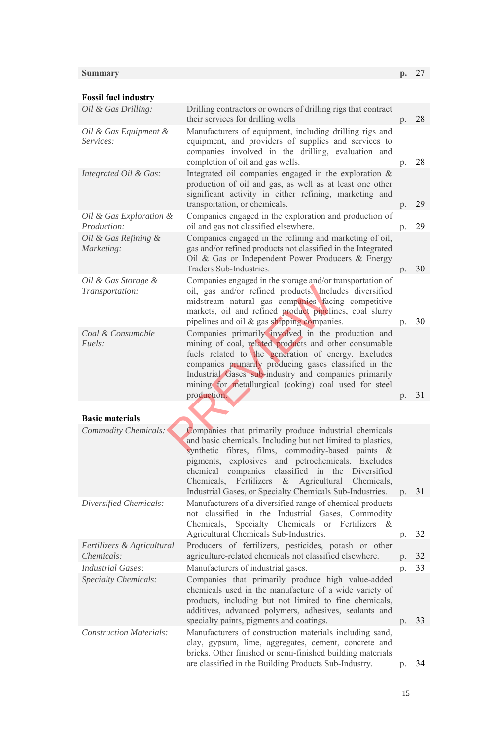| | | | |
|---|---|---|---|
| **Summary** | | p. | 27 |
| | | | |
| **Fossil fuel industry** | | | |
| *Oil & Gas Drilling:* | Drilling contractors or owners of drilling rigs that contract their services for drilling wells | p. | 28 |
| *Oil & Gas Equipment & Services:* | Manufacturers of equipment, including drilling rigs and equipment, and providers of supplies and services to companies involved in the drilling, evaluation and completion of oil and gas wells. | p. | 28 |
| *Integrated Oil & Gas:* | Integrated oil companies engaged in the exploration & production of oil and gas, as well as at least one other significant activity in either refining, marketing and transportation, or chemicals. | p. | 29 |
| *Oil & Gas Exploration & Production:* | Companies engaged in the exploration and production of oil and gas not classified elsewhere. | p. | 29 |
| *Oil & Gas Refining & Marketing:* | Companies engaged in the refining and marketing of oil, gas and/or refined products not classified in the Integrated Oil & Gas or Independent Power Producers & Energy Traders Sub-Industries. | p. | 30 |
| *Oil & Gas Storage & Transportation:* | Companies engaged in the storage and/or transportation of oil, gas and/or refined products. Includes diversified midstream natural gas companies facing competitive markets, oil and refined product pipelines, coal slurry pipelines and oil & gas shipping companies. | p. | 30 |
| *Coal & Consumable Fuels:* | Companies primarily involved in the production and mining of coal, related products and other consumable fuels related to the generation of energy. Excludes companies primarily producing gases classified in the Industrial Gases sub-industry and companies primarily mining for metallurgical (coking) coal used for steel production. | p. | 31 |
| | | | |
| **Basic materials** | | | |
| *Commodity Chemicals:* | Companies that primarily produce industrial chemicals and basic chemicals. Including but not limited to plastics, synthetic fibres, films, commodity-based paints & pigments, explosives and petrochemicals. Excludes chemical companies classified in the Diversified Chemicals, Fertilizers & Agricultural Chemicals, Industrial Gases, or Specialty Chemicals Sub-Industries. | p. | 31 |
| *Diversified Chemicals:* | Manufacturers of a diversified range of chemical products not classified in the Industrial Gases, Commodity Chemicals, Specialty Chemicals or Fertilizers & Agricultural Chemicals Sub-Industries. | p. | 32 |
| *Fertilizers & Agricultural Chemicals:* | Producers of fertilizers, pesticides, potash or other agriculture-related chemicals not classified elsewhere. | p. | 32 |
| *Industrial Gases:* | Manufacturers of industrial gases. | p. | 33 |
| *Specialty Chemicals:* | Companies that primarily produce high value-added chemicals used in the manufacture of a wide variety of products, including but not limited to fine chemicals, additives, advanced polymers, adhesives, sealants and specialty paints, pigments and coatings. | p. | 33 |
| *Construction Materials:* | Manufacturers of construction materials including sand, clay, gypsum, lime, aggregates, cement, concrete and bricks. Other finished or semi-finished building materials are classified in the Building Products Sub-Industry. | p. | 34 |